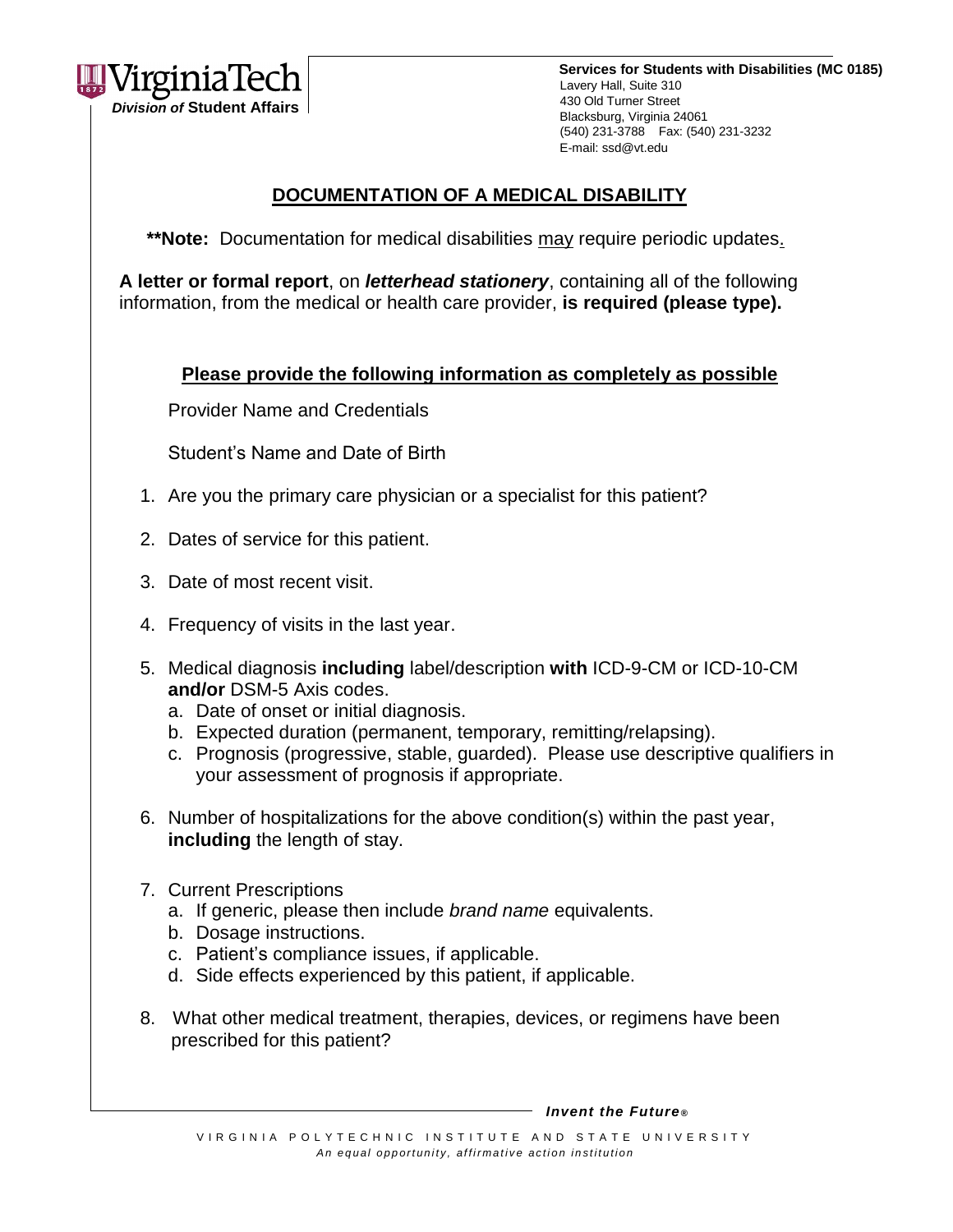VirginiaTech
*Division of* **Student Affairs**

**Services for Students with Disabilities (MC 0185)**
Lavery Hall, Suite 310
430 Old Turner Street
Blacksburg, Virginia 24061
(540) 231-3788 Fax: (540) 231-3232
E-mail: ssd@vt.edu

## DOCUMENTATION OF A MEDICAL DISABILITY

****Note:** Documentation for medical disabilities may require periodic updates.

**A letter or formal report**, on ***letterhead stationery***, containing all of the following information, from the medical or health care provider, **is required (please type).**

### Please provide the following information as completely as possible

Provider Name and Credentials

Student's Name and Date of Birth

1. Are you the primary care physician or a specialist for this patient?
2. Dates of service for this patient.
3. Date of most recent visit.
4. Frequency of visits in the last year.
5. Medical diagnosis **including** label/description **with** ICD-9-CM or ICD-10-CM **and/or** DSM-5 Axis codes.
   a. Date of onset or initial diagnosis.
   b. Expected duration (permanent, temporary, remitting/relapsing).
   c. Prognosis (progressive, stable, guarded). Please use descriptive qualifiers in your assessment of prognosis if appropriate.
6. Number of hospitalizations for the above condition(s) within the past year, **including** the length of stay.
7. Current Prescriptions
   a. If generic, please then include *brand name* equivalents.
   b. Dosage instructions.
   c. Patient's compliance issues, if applicable.
   d. Side effects experienced by this patient, if applicable.
8. What other medical treatment, therapies, devices, or regimens have been prescribed for this patient?

***Invent the Future®***

VIRGINIA POLYTECHNIC INSTITUTE AND STATE UNIVERSITY
*An equal opportunity, affirmative action institution*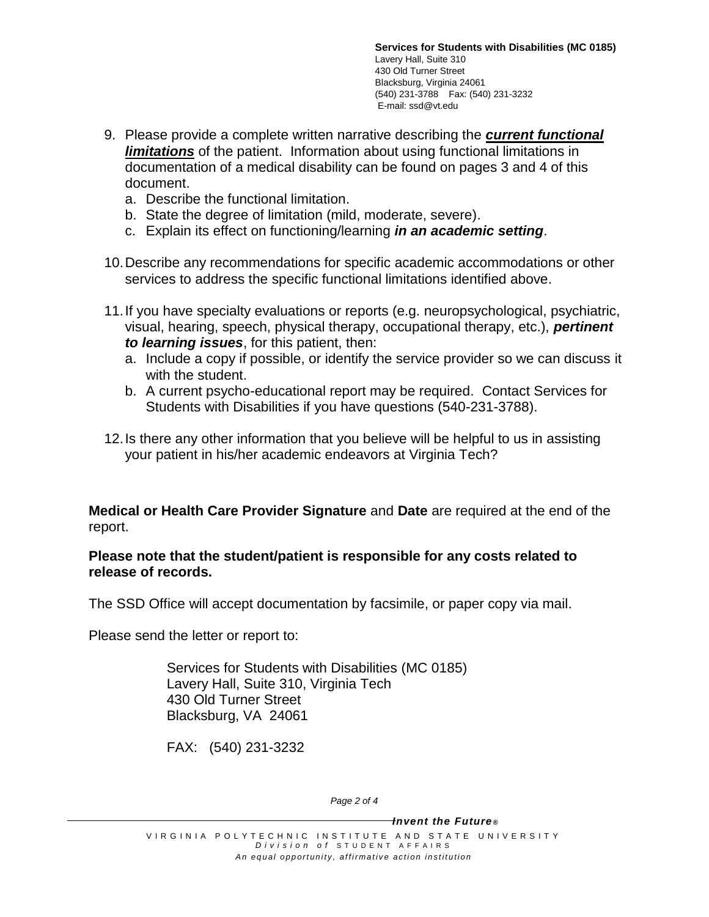**Services for Students with Disabilities (MC 0185)**
Lavery Hall, Suite 310
430 Old Turner Street
Blacksburg, Virginia 24061
(540) 231-3788 Fax: (540) 231-3232
E-mail: ssd@vt.edu

9. Please provide a complete written narrative describing the ***current functional limitations*** of the patient. Information about using functional limitations in documentation of a medical disability can be found on pages 3 and 4 of this document.
   a. Describe the functional limitation.
   b. State the degree of limitation (mild, moderate, severe).
   c. Explain its effect on functioning/learning ***in an academic setting***.

10. Describe any recommendations for specific academic accommodations or other services to address the specific functional limitations identified above.

11. If you have specialty evaluations or reports (e.g. neuropsychological, psychiatric, visual, hearing, speech, physical therapy, occupational therapy, etc.), ***pertinent to learning issues***, for this patient, then:
   a. Include a copy if possible, or identify the service provider so we can discuss it with the student.
   b. A current psycho-educational report may be required. Contact Services for Students with Disabilities if you have questions (540-231-3788).

12. Is there any other information that you believe will be helpful to us in assisting your patient in his/her academic endeavors at Virginia Tech?

**Medical or Health Care Provider Signature** and **Date** are required at the end of the report.

**Please note that the student/patient is responsible for any costs related to release of records.**

The SSD Office will accept documentation by facsimile, or paper copy via mail.

Please send the letter or report to:

Services for Students with Disabilities (MC 0185)
Lavery Hall, Suite 310, Virginia Tech
430 Old Turner Street
Blacksburg, VA 24061

FAX: (540) 231-3232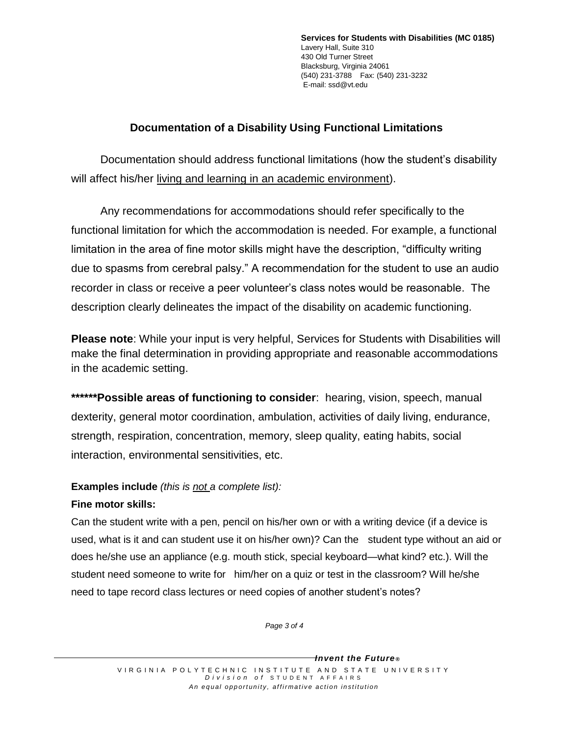**Services for Students with Disabilities (MC 0185)**
Lavery Hall, Suite 310
430 Old Turner Street
Blacksburg, Virginia 24061
(540) 231-3788 Fax: (540) 231-3232
E-mail: ssd@vt.edu

## Documentation of a Disability Using Functional Limitations

Documentation should address functional limitations (how the student's disability will affect his/her living and learning in an academic environment).

Any recommendations for accommodations should refer specifically to the functional limitation for which the accommodation is needed. For example, a functional limitation in the area of fine motor skills might have the description, "difficulty writing due to spasms from cerebral palsy." A recommendation for the student to use an audio recorder in class or receive a peer volunteer's class notes would be reasonable. The description clearly delineates the impact of the disability on academic functioning.

**Please note**: While your input is very helpful, Services for Students with Disabilities will make the final determination in providing appropriate and reasonable accommodations in the academic setting.

**\*\*\*\*\*\*Possible areas of functioning to consider**: hearing, vision, speech, manual dexterity, general motor coordination, ambulation, activities of daily living, endurance, strength, respiration, concentration, memory, sleep quality, eating habits, social interaction, environmental sensitivities, etc.

**Examples include** *(this is not a complete list):*

**Fine motor skills:**

Can the student write with a pen, pencil on his/her own or with a writing device (if a device is used, what is it and can student use it on his/her own)? Can the student type without an aid or does he/she use an appliance (e.g. mouth stick, special keyboard—what kind? etc.). Will the student need someone to write for him/her on a quiz or test in the classroom? Will he/she need to tape record class lectures or need copies of another student's notes?

*Invent the Future®*

VIRGINIA POLYTECHNIC INSTITUTE AND STATE UNIVERSITY
*Division of* STUDENT AFFAIRS
*An equal opportunity, affirmative action institution*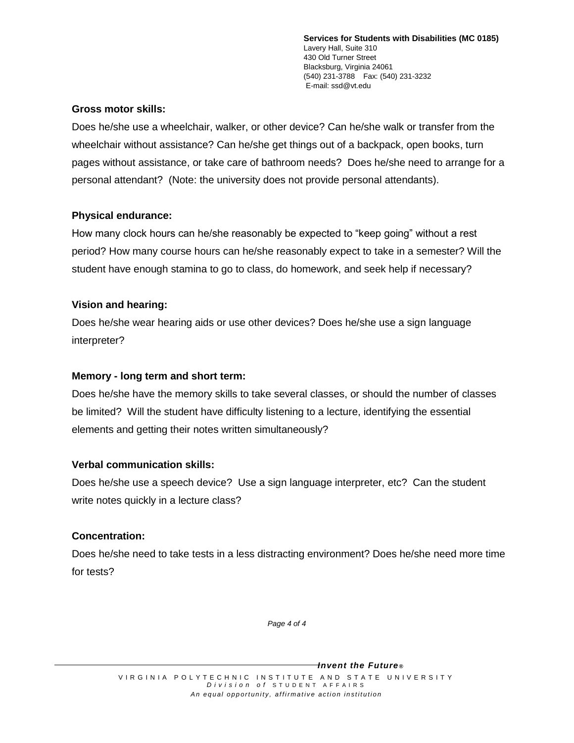**Gross motor skills:**

Does he/she use a wheelchair, walker, or other device? Can he/she walk or transfer from the wheelchair without assistance? Can he/she get things out of a backpack, open books, turn pages without assistance, or take care of bathroom needs? Does he/she need to arrange for a personal attendant? (Note: the university does not provide personal attendants).

**Physical endurance:**

How many clock hours can he/she reasonably be expected to "keep going" without a rest period? How many course hours can he/she reasonably expect to take in a semester? Will the student have enough stamina to go to class, do homework, and seek help if necessary?

**Vision and hearing:**

Does he/she wear hearing aids or use other devices? Does he/she use a sign language interpreter?

**Memory - long term and short term:**

Does he/she have the memory skills to take several classes, or should the number of classes be limited? Will the student have difficulty listening to a lecture, identifying the essential elements and getting their notes written simultaneously?

**Verbal communication skills:**

Does he/she use a speech device? Use a sign language interpreter, etc? Can the student write notes quickly in a lecture class?

**Concentration:**

Does he/she need to take tests in a less distracting environment? Does he/she need more time for tests?